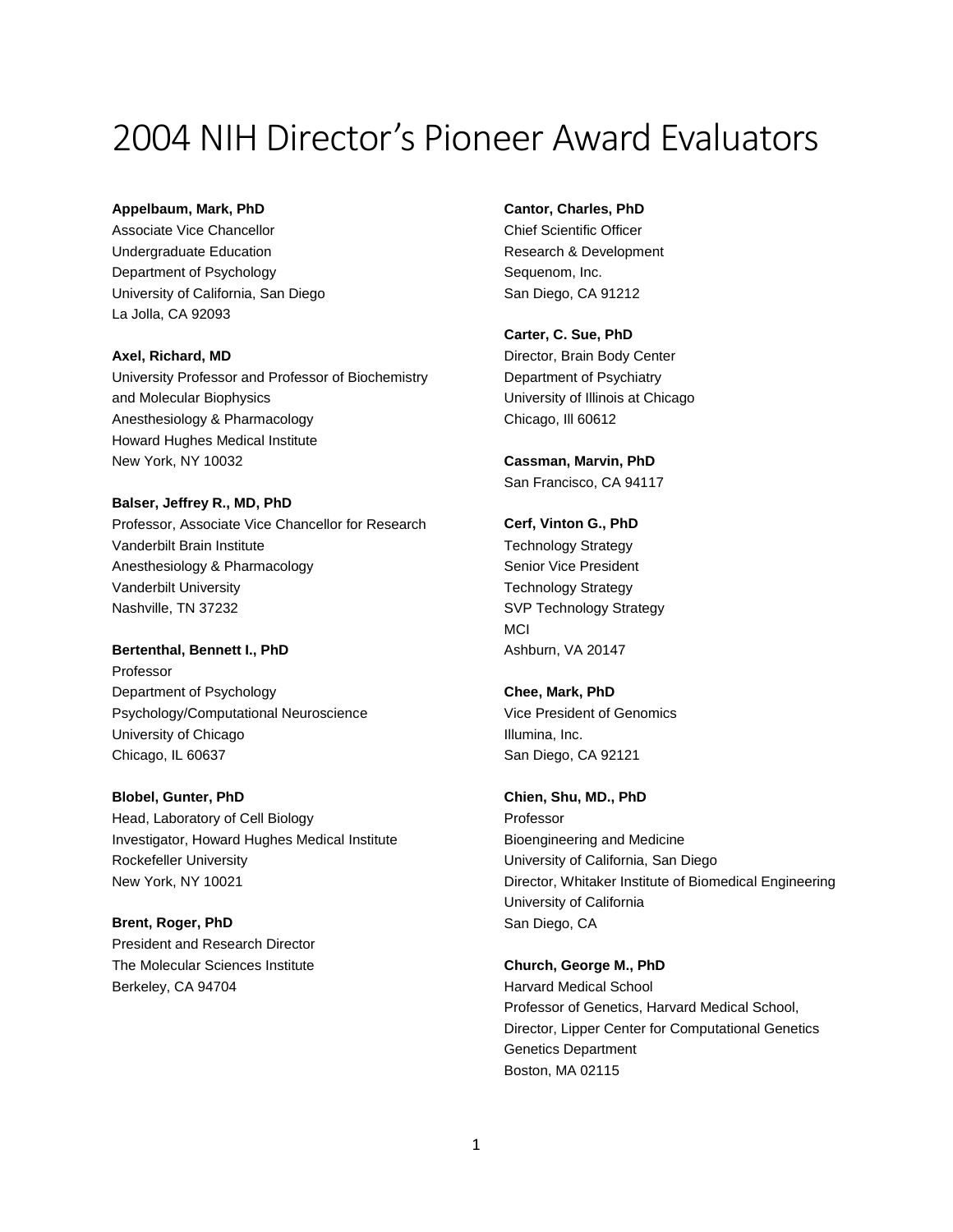# 2004 NIH Director's Pioneer Award Evaluators

**Appelbaum, Mark, PhD**
Associate Vice Chancellor
Undergraduate Education
Department of Psychology
University of California, San Diego
La Jolla, CA 92093

**Axel, Richard, MD**
University Professor and Professor of Biochemistry and Molecular Biophysics
Anesthesiology & Pharmacology
Howard Hughes Medical Institute
New York, NY 10032

**Balser, Jeffrey R., MD, PhD**
Professor, Associate Vice Chancellor for Research
Vanderbilt Brain Institute
Anesthesiology & Pharmacology
Vanderbilt University
Nashville, TN 37232

**Bertenthal, Bennett I., PhD**
Professor
Department of Psychology
Psychology/Computational Neuroscience
University of Chicago
Chicago, IL 60637

**Blobel, Gunter, PhD**
Head, Laboratory of Cell Biology
Investigator, Howard Hughes Medical Institute
Rockefeller University
New York, NY 10021

**Brent, Roger, PhD**
President and Research Director
The Molecular Sciences Institute
Berkeley, CA 94704

**Cantor, Charles, PhD**
Chief Scientific Officer
Research & Development
Sequenom, Inc.
San Diego, CA 91212

**Carter, C. Sue, PhD**
Director, Brain Body Center
Department of Psychiatry
University of Illinois at Chicago
Chicago, Ill 60612

**Cassman, Marvin, PhD**
San Francisco, CA 94117

**Cerf, Vinton G., PhD**
Technology Strategy
Senior Vice President
Technology Strategy
SVP Technology Strategy
MCI
Ashburn, VA 20147

**Chee, Mark, PhD**
Vice President of Genomics
Illumina, Inc.
San Diego, CA 92121

**Chien, Shu, MD., PhD**
Professor
Bioengineering and Medicine
University of California, San Diego
Director, Whitaker Institute of Biomedical Engineering
University of California
San Diego, CA

**Church, George M., PhD**
Harvard Medical School
Professor of Genetics, Harvard Medical School,
Director, Lipper Center for Computational Genetics
Genetics Department
Boston, MA 02115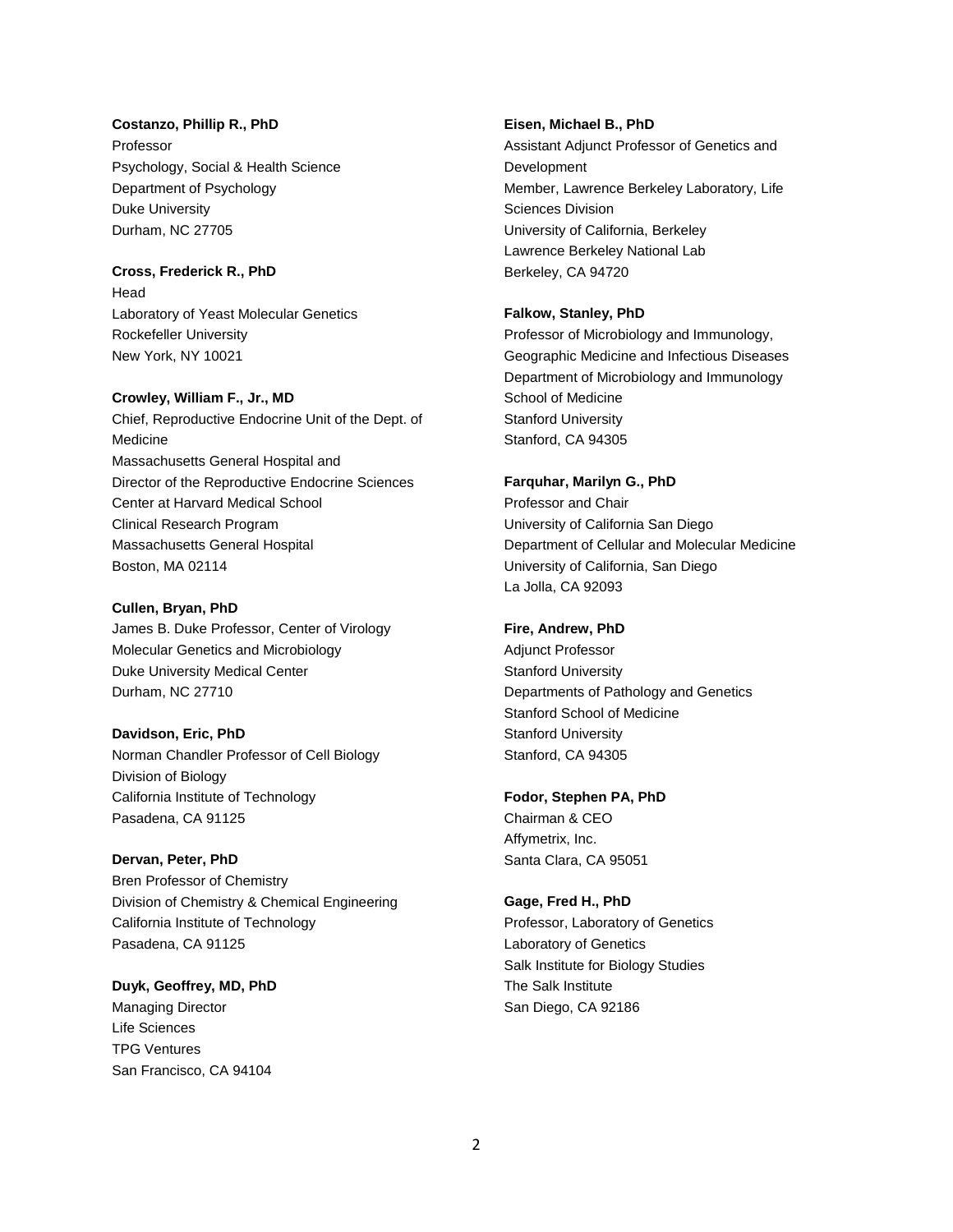**Costanzo, Phillip R., PhD**
Professor
Psychology, Social & Health Science
Department of Psychology
Duke University
Durham, NC 27705

**Cross, Frederick R., PhD**
Head
Laboratory of Yeast Molecular Genetics
Rockefeller University
New York, NY 10021

**Crowley, William F., Jr., MD**
Chief, Reproductive Endocrine Unit of the Dept. of Medicine
Massachusetts General Hospital and
Director of the Reproductive Endocrine Sciences Center at Harvard Medical School
Clinical Research Program
Massachusetts General Hospital
Boston, MA 02114

**Cullen, Bryan, PhD**
James B. Duke Professor, Center of Virology
Molecular Genetics and Microbiology
Duke University Medical Center
Durham, NC 27710

**Davidson, Eric, PhD**
Norman Chandler Professor of Cell Biology
Division of Biology
California Institute of Technology
Pasadena, CA 91125

**Dervan, Peter, PhD**
Bren Professor of Chemistry
Division of Chemistry & Chemical Engineering
California Institute of Technology
Pasadena, CA 91125

**Duyk, Geoffrey, MD, PhD**
Managing Director
Life Sciences
TPG Ventures
San Francisco, CA 94104

**Eisen, Michael B., PhD**
Assistant Adjunct Professor of Genetics and Development
Member, Lawrence Berkeley Laboratory, Life Sciences Division
University of California, Berkeley
Lawrence Berkeley National Lab
Berkeley, CA 94720

**Falkow, Stanley, PhD**
Professor of Microbiology and Immunology, Geographic Medicine and Infectious Diseases
Department of Microbiology and Immunology
School of Medicine
Stanford University
Stanford, CA 94305

**Farquhar, Marilyn G., PhD**
Professor and Chair
University of California San Diego
Department of Cellular and Molecular Medicine
University of California, San Diego
La Jolla, CA 92093

**Fire, Andrew, PhD**
Adjunct Professor
Stanford University
Departments of Pathology and Genetics
Stanford School of Medicine
Stanford University
Stanford, CA 94305

**Fodor, Stephen PA, PhD**
Chairman & CEO
Affymetrix, Inc.
Santa Clara, CA 95051

**Gage, Fred H., PhD**
Professor, Laboratory of Genetics
Laboratory of Genetics
Salk Institute for Biology Studies
The Salk Institute
San Diego, CA 92186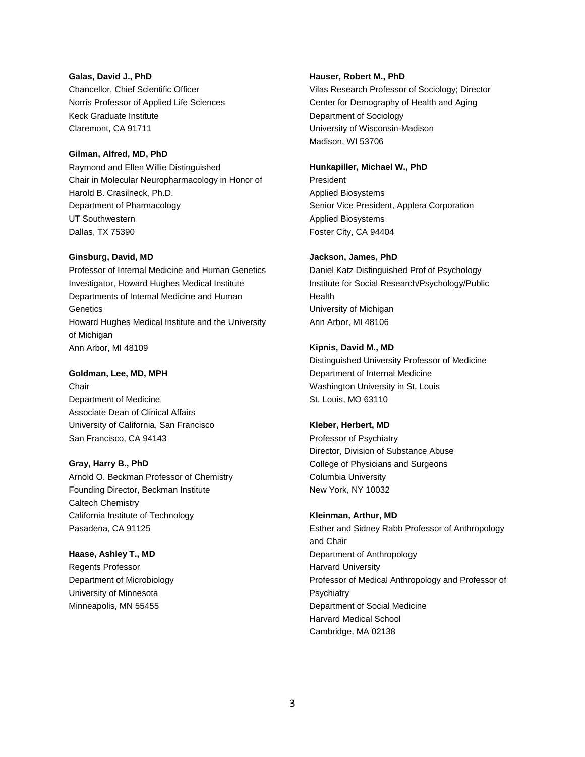**Galas, David J., PhD**
Chancellor, Chief Scientific Officer
Norris Professor of Applied Life Sciences
Keck Graduate Institute
Claremont, CA 91711

**Gilman, Alfred, MD, PhD**
Raymond and Ellen Willie Distinguished Chair in Molecular Neuropharmacology in Honor of Harold B. Crasilneck, Ph.D.
Department of Pharmacology
UT Southwestern
Dallas, TX 75390

**Ginsburg, David, MD**
Professor of Internal Medicine and Human Genetics
Investigator, Howard Hughes Medical Institute
Departments of Internal Medicine and Human Genetics
Howard Hughes Medical Institute and the University of Michigan
Ann Arbor, MI 48109

**Goldman, Lee, MD, MPH**
Chair
Department of Medicine
Associate Dean of Clinical Affairs
University of California, San Francisco
San Francisco, CA 94143

**Gray, Harry B., PhD**
Arnold O. Beckman Professor of Chemistry
Founding Director, Beckman Institute
Caltech Chemistry
California Institute of Technology
Pasadena, CA 91125

**Haase, Ashley T., MD**
Regents Professor
Department of Microbiology
University of Minnesota
Minneapolis, MN 55455

**Hauser, Robert M., PhD**
Vilas Research Professor of Sociology; Director
Center for Demography of Health and Aging
Department of Sociology
University of Wisconsin-Madison
Madison, WI 53706

**Hunkapiller, Michael W., PhD**
President
Applied Biosystems
Senior Vice President, Applera Corporation
Applied Biosystems
Foster City, CA 94404

**Jackson, James, PhD**
Daniel Katz Distinguished Prof of Psychology
Institute for Social Research/Psychology/Public Health
University of Michigan
Ann Arbor, MI 48106

**Kipnis, David M., MD**
Distinguished University Professor of Medicine
Department of Internal Medicine
Washington University in St. Louis
St. Louis, MO 63110

**Kleber, Herbert, MD**
Professor of Psychiatry
Director, Division of Substance Abuse
College of Physicians and Surgeons
Columbia University
New York, NY 10032

**Kleinman, Arthur, MD**
Esther and Sidney Rabb Professor of Anthropology and Chair
Department of Anthropology
Harvard University
Professor of Medical Anthropology and Professor of Psychiatry
Department of Social Medicine
Harvard Medical School
Cambridge, MA 02138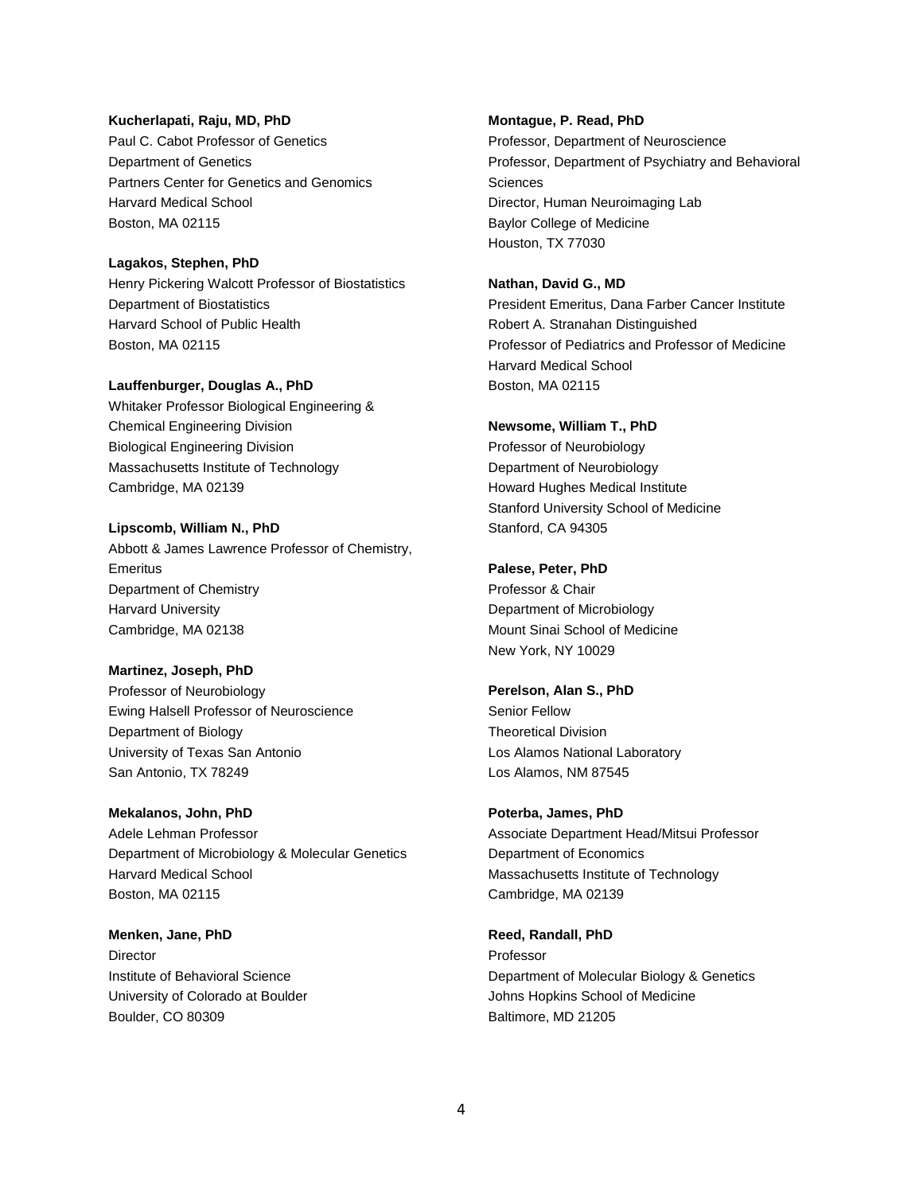**Kucherlapati, Raju, MD, PhD**
Paul C. Cabot Professor of Genetics
Department of Genetics
Partners Center for Genetics and Genomics
Harvard Medical School
Boston, MA 02115

**Lagakos, Stephen, PhD**
Henry Pickering Walcott Professor of Biostatistics
Department of Biostatistics
Harvard School of Public Health
Boston, MA 02115

**Lauffenburger, Douglas A., PhD**
Whitaker Professor Biological Engineering &
Chemical Engineering Division
Biological Engineering Division
Massachusetts Institute of Technology
Cambridge, MA 02139

**Lipscomb, William N., PhD**
Abbott & James Lawrence Professor of Chemistry,
Emeritus
Department of Chemistry
Harvard University
Cambridge, MA 02138

**Martinez, Joseph, PhD**
Professor of Neurobiology
Ewing Halsell Professor of Neuroscience
Department of Biology
University of Texas San Antonio
San Antonio, TX 78249

**Mekalanos, John, PhD**
Adele Lehman Professor
Department of Microbiology & Molecular Genetics
Harvard Medical School
Boston, MA 02115

**Menken, Jane, PhD**
Director
Institute of Behavioral Science
University of Colorado at Boulder
Boulder, CO 80309

**Montague, P. Read, PhD**
Professor, Department of Neuroscience
Professor, Department of Psychiatry and Behavioral
Sciences
Director, Human Neuroimaging Lab
Baylor College of Medicine
Houston, TX 77030

**Nathan, David G., MD**
President Emeritus, Dana Farber Cancer Institute
Robert A. Stranahan Distinguished
Professor of Pediatrics and Professor of Medicine
Harvard Medical School
Boston, MA 02115

**Newsome, William T., PhD**
Professor of Neurobiology
Department of Neurobiology
Howard Hughes Medical Institute
Stanford University School of Medicine
Stanford, CA 94305

**Palese, Peter, PhD**
Professor & Chair
Department of Microbiology
Mount Sinai School of Medicine
New York, NY 10029

**Perelson, Alan S., PhD**
Senior Fellow
Theoretical Division
Los Alamos National Laboratory
Los Alamos, NM 87545

**Poterba, James, PhD**
Associate Department Head/Mitsui Professor
Department of Economics
Massachusetts Institute of Technology
Cambridge, MA 02139

**Reed, Randall, PhD**
Professor
Department of Molecular Biology & Genetics
Johns Hopkins School of Medicine
Baltimore, MD 21205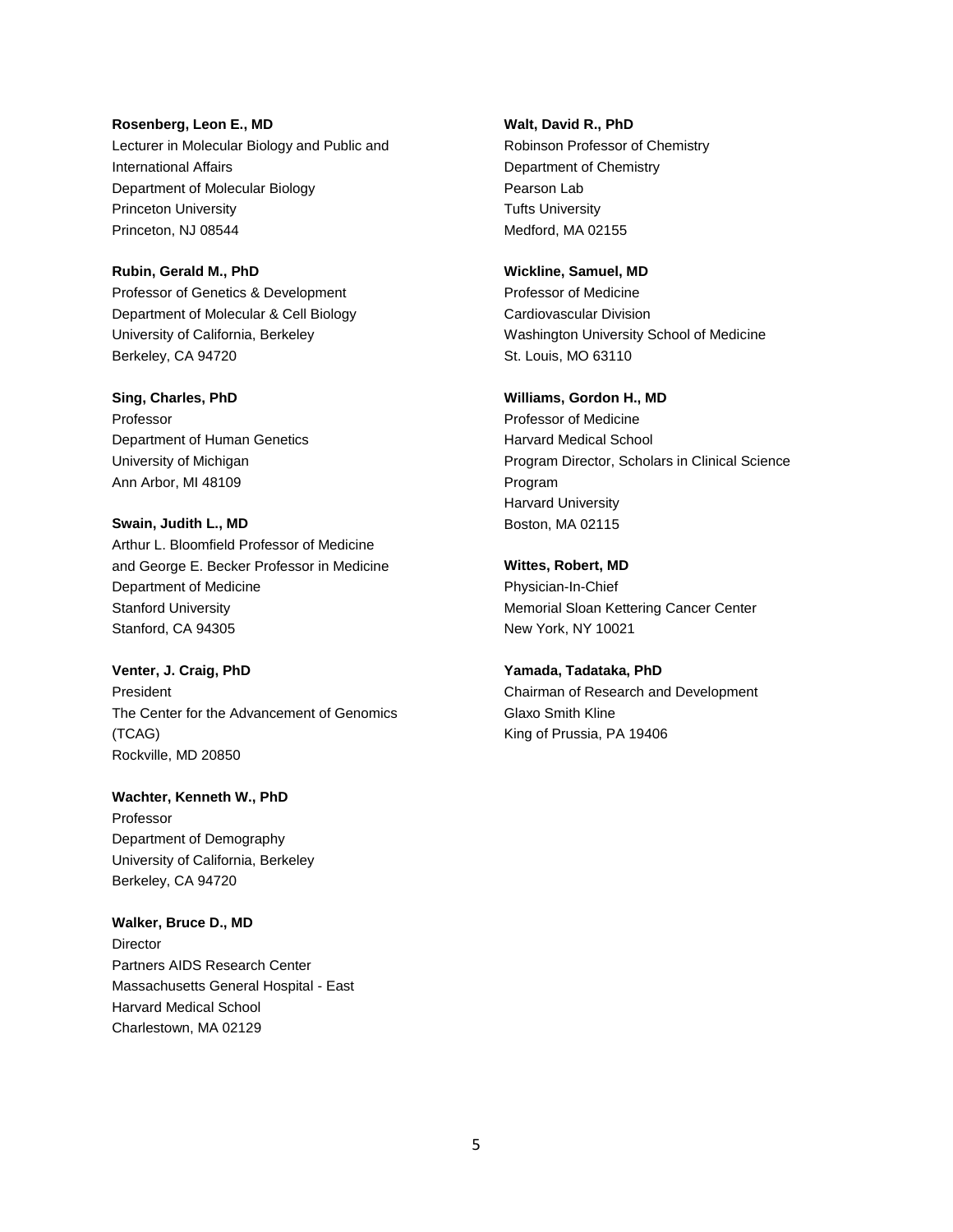**Rosenberg, Leon E., MD**
Lecturer in Molecular Biology and Public and International Affairs
Department of Molecular Biology
Princeton University
Princeton, NJ 08544

**Rubin, Gerald M., PhD**
Professor of Genetics & Development
Department of Molecular & Cell Biology
University of California, Berkeley
Berkeley, CA 94720

**Sing, Charles, PhD**
Professor
Department of Human Genetics
University of Michigan
Ann Arbor, MI 48109

**Swain, Judith L., MD**
Arthur L. Bloomfield Professor of Medicine and George E. Becker Professor in Medicine
Department of Medicine
Stanford University
Stanford, CA 94305

**Venter, J. Craig, PhD**
President
The Center for the Advancement of Genomics (TCAG)
Rockville, MD 20850

**Wachter, Kenneth W., PhD**
Professor
Department of Demography
University of California, Berkeley
Berkeley, CA 94720

**Walker, Bruce D., MD**
Director
Partners AIDS Research Center
Massachusetts General Hospital - East
Harvard Medical School
Charlestown, MA 02129

**Walt, David R., PhD**
Robinson Professor of Chemistry
Department of Chemistry
Pearson Lab
Tufts University
Medford, MA 02155

**Wickline, Samuel, MD**
Professor of Medicine
Cardiovascular Division
Washington University School of Medicine
St. Louis, MO 63110

**Williams, Gordon H., MD**
Professor of Medicine
Harvard Medical School
Program Director, Scholars in Clinical Science Program
Harvard University
Boston, MA 02115

**Wittes, Robert, MD**
Physician-In-Chief
Memorial Sloan Kettering Cancer Center
New York, NY 10021

**Yamada, Tadataka, PhD**
Chairman of Research and Development
Glaxo Smith Kline
King of Prussia, PA 19406